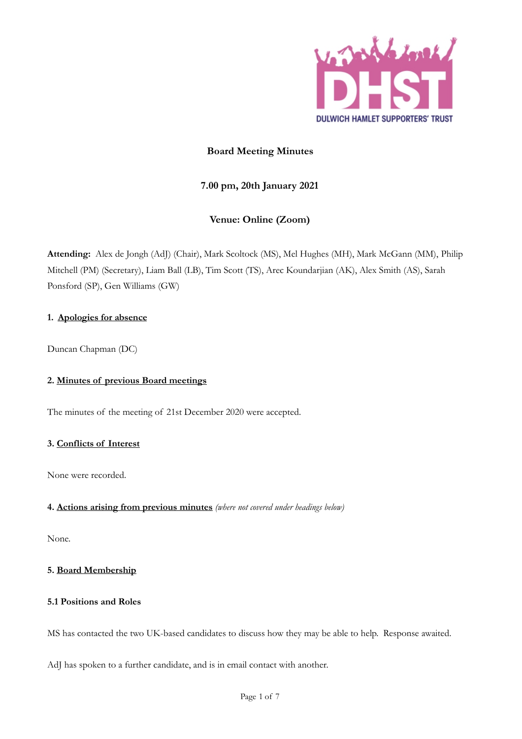DULWICH HAMLET SUPPORTERS' TRUST

# Board Meeting Minutes

**7.00 pm, 20th January 2021**

**Venue: Online (Zoom)**

**Attending:** Alex de Jongh (AdJ) (Chair), Mark Scoltock (MS), Mel Hughes (MH), Mark McGann (MM), Philip Mitchell (PM) (Secretary), Liam Ball (LB), Tim Scott (TS), Arec Koundarjian (AK), Alex Smith (AS), Sarah Ponsford (SP), Gen Williams (GW)

## 1. Apologies for absence

Duncan Chapman (DC)

## 2. Minutes of previous Board meetings

The minutes of the meeting of 21st December 2020 were accepted.

## 3. Conflicts of Interest

None were recorded.

## 4. Actions arising from previous minutes *(where not covered under headings below)*

None.

## 5. Board Membership

### 5.1 Positions and Roles

MS has contacted the two UK-based candidates to discuss how they may be able to help. Response awaited.

AdJ has spoken to a further candidate, and is in email contact with another.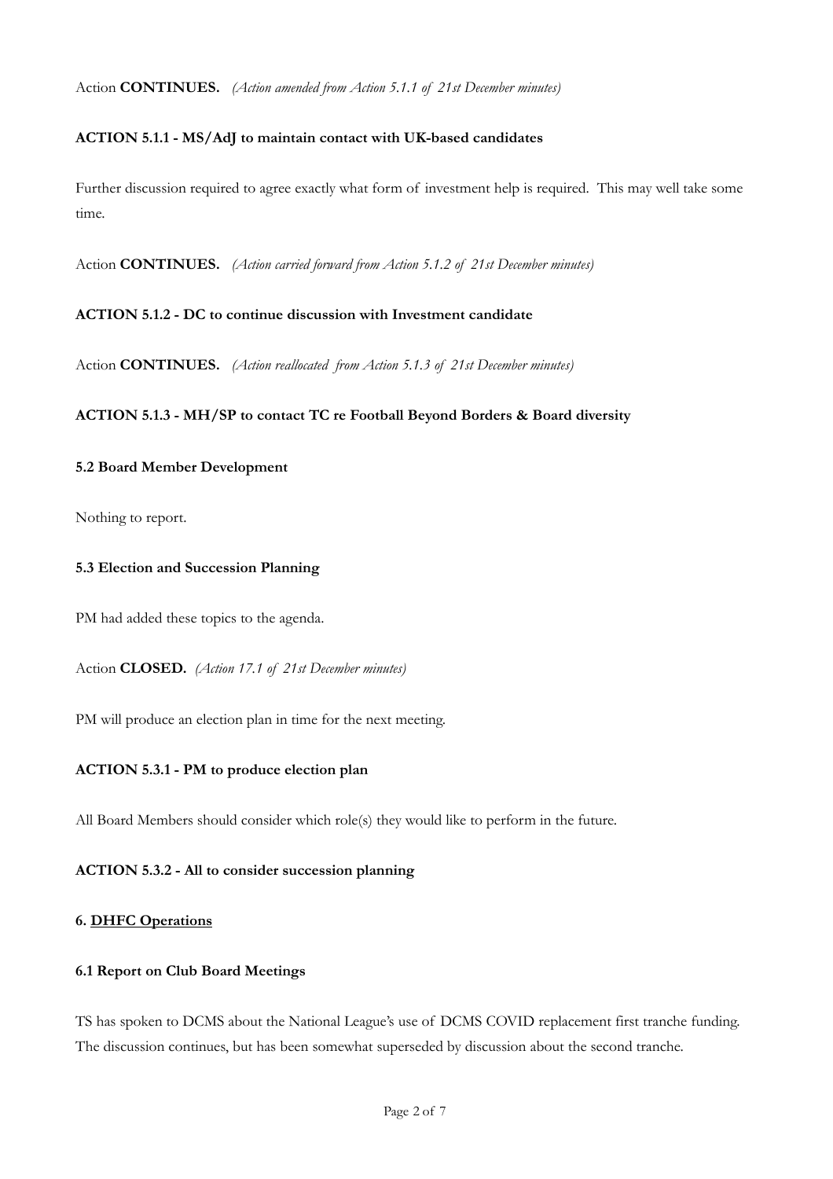Action **CONTINUES.** *(Action amended from Action 5.1.1 of 21st December minutes)*

**ACTION 5.1.1 - MS/AdJ to maintain contact with UK-based candidates**

Further discussion required to agree exactly what form of investment help is required. This may well take some time.

Action **CONTINUES.** *(Action carried forward from Action 5.1.2 of 21st December minutes)*

**ACTION 5.1.2 - DC to continue discussion with Investment candidate**

Action **CONTINUES.** *(Action reallocated from Action 5.1.3 of 21st December minutes)*

**ACTION 5.1.3 - MH/SP to contact TC re Football Beyond Borders & Board diversity**

### 5.2 Board Member Development

Nothing to report.

### 5.3 Election and Succession Planning

PM had added these topics to the agenda.

Action **CLOSED.** *(Action 17.1 of 21st December minutes)*

PM will produce an election plan in time for the next meeting.

**ACTION 5.3.1 - PM to produce election plan**

All Board Members should consider which role(s) they would like to perform in the future.

**ACTION 5.3.2 - All to consider succession planning**

## 6. DHFC Operations

### 6.1 Report on Club Board Meetings

TS has spoken to DCMS about the National League's use of DCMS COVID replacement first tranche funding. The discussion continues, but has been somewhat superseded by discussion about the second tranche.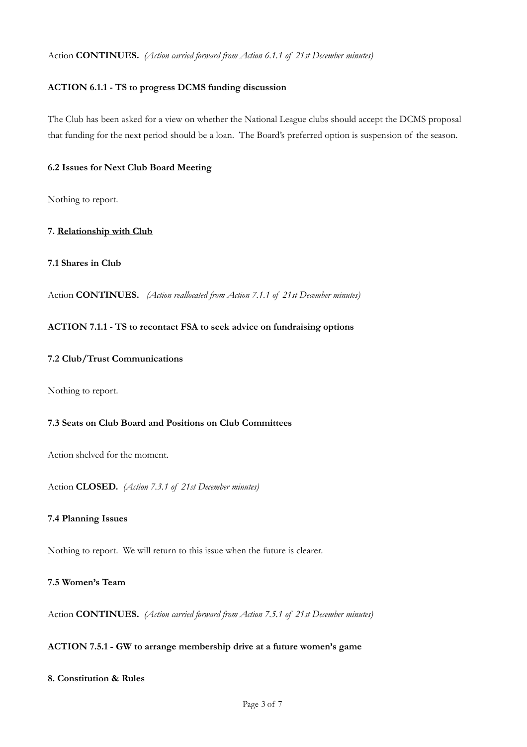Action **CONTINUES.** *(Action carried forward from Action 6.1.1 of 21st December minutes)*

**ACTION 6.1.1 - TS to progress DCMS funding discussion**

The Club has been asked for a view on whether the National League clubs should accept the DCMS proposal that funding for the next period should be a loan. The Board's preferred option is suspension of the season.

**6.2 Issues for Next Club Board Meeting**

Nothing to report.

## 7. <u>Relationship with Club</u>

**7.1 Shares in Club**

Action **CONTINUES.** *(Action reallocated from Action 7.1.1 of 21st December minutes)*

**ACTION 7.1.1 - TS to recontact FSA to seek advice on fundraising options**

**7.2 Club/Trust Communications**

Nothing to report.

**7.3 Seats on Club Board and Positions on Club Committees**

Action shelved for the moment.

Action **CLOSED.** *(Action 7.3.1 of 21st December minutes)*

**7.4 Planning Issues**

Nothing to report. We will return to this issue when the future is clearer.

**7.5 Women's Team**

Action **CONTINUES.** *(Action carried forward from Action 7.5.1 of 21st December minutes)*

**ACTION 7.5.1 - GW to arrange membership drive at a future women's game**

## 8. <u>Constitution & Rules</u>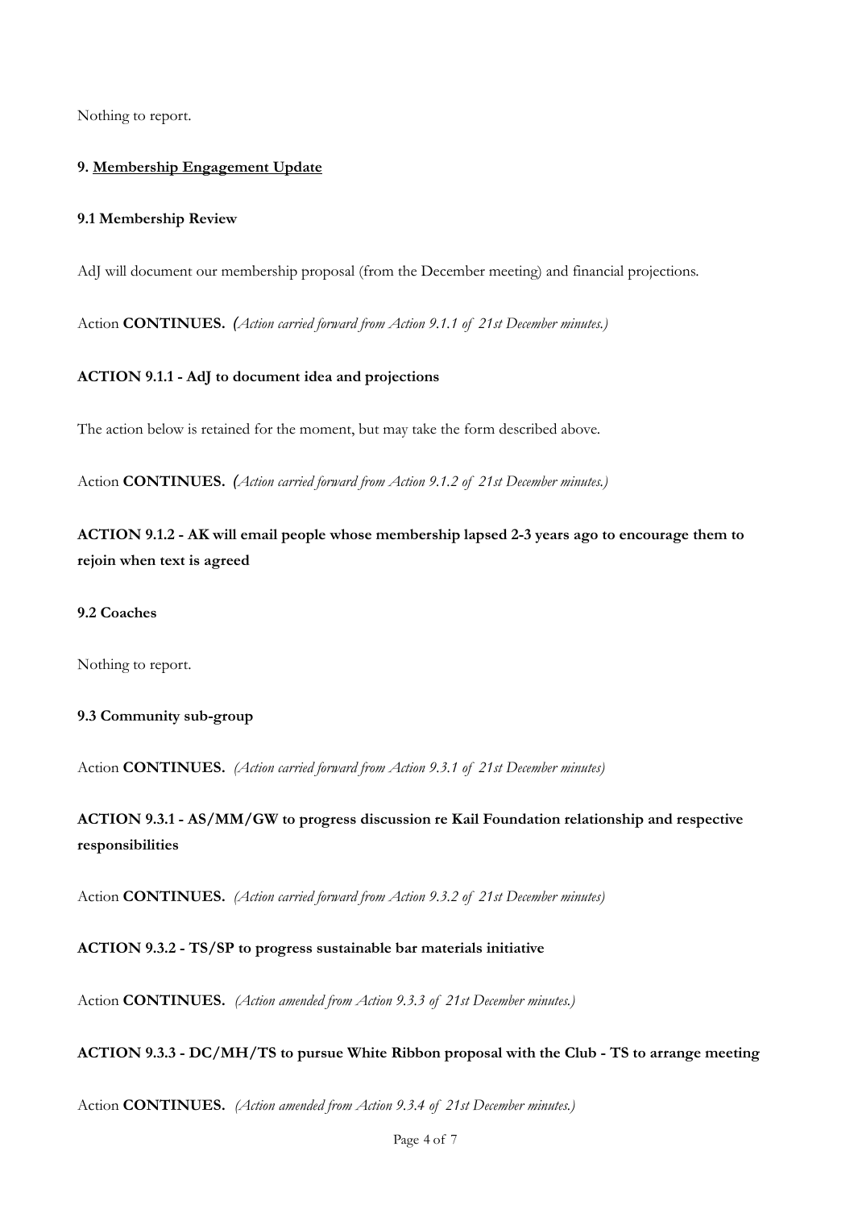Nothing to report.

## 9. Membership Engagement Update

### 9.1 Membership Review

AdJ will document our membership proposal (from the December meeting) and financial projections.

Action **CONTINUES.** *(Action carried forward from Action 9.1.1 of 21st December minutes.)*

**ACTION 9.1.1 - AdJ to document idea and projections**

The action below is retained for the moment, but may take the form described above.

Action **CONTINUES.** *(Action carried forward from Action 9.1.2 of 21st December minutes.)*

**ACTION 9.1.2 - AK will email people whose membership lapsed 2-3 years ago to encourage them to rejoin when text is agreed**

### 9.2 Coaches

Nothing to report.

### 9.3 Community sub-group

Action **CONTINUES.** *(Action carried forward from Action 9.3.1 of 21st December minutes)*

**ACTION 9.3.1 - AS/MM/GW to progress discussion re Kail Foundation relationship and respective responsibilities**

Action **CONTINUES.** *(Action carried forward from Action 9.3.2 of 21st December minutes)*

**ACTION 9.3.2 - TS/SP to progress sustainable bar materials initiative**

Action **CONTINUES.** *(Action amended from Action 9.3.3 of 21st December minutes.)*

**ACTION 9.3.3 - DC/MH/TS to pursue White Ribbon proposal with the Club - TS to arrange meeting**

Action **CONTINUES.** *(Action amended from Action 9.3.4 of 21st December minutes.)*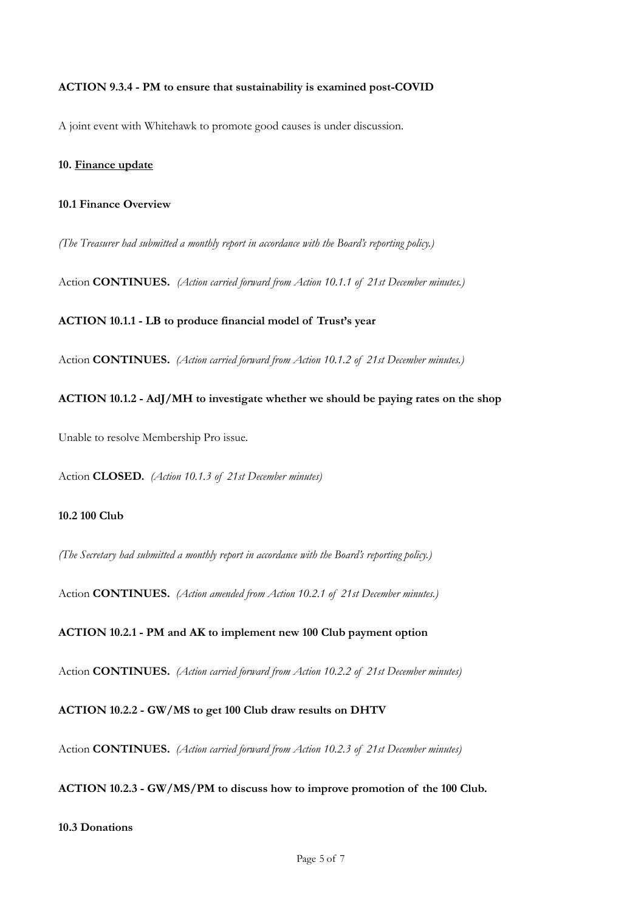**ACTION 9.3.4 - PM to ensure that sustainability is examined post-COVID**

A joint event with Whitehawk to promote good causes is under discussion.

## 10. <u>Finance update</u>

### 10.1 Finance Overview

*(The Treasurer had submitted a monthly report in accordance with the Board's reporting policy.)*

Action **CONTINUES.** *(Action carried forward from Action 10.1.1 of 21st December minutes.)*

**ACTION 10.1.1 - LB to produce financial model of Trust's year**

Action **CONTINUES.** *(Action carried forward from Action 10.1.2 of 21st December minutes.)*

**ACTION 10.1.2 - AdJ/MH to investigate whether we should be paying rates on the shop**

Unable to resolve Membership Pro issue.

Action **CLOSED.** *(Action 10.1.3 of 21st December minutes)*

### 10.2 100 Club

*(The Secretary had submitted a monthly report in accordance with the Board's reporting policy.)*

Action **CONTINUES.** *(Action amended from Action 10.2.1 of 21st December minutes.)*

**ACTION 10.2.1 - PM and AK to implement new 100 Club payment option**

Action **CONTINUES.** *(Action carried forward from Action 10.2.2 of 21st December minutes)*

**ACTION 10.2.2 - GW/MS to get 100 Club draw results on DHTV**

Action **CONTINUES.** *(Action carried forward from Action 10.2.3 of 21st December minutes)*

**ACTION 10.2.3 - GW/MS/PM to discuss how to improve promotion of the 100 Club.**

### 10.3 Donations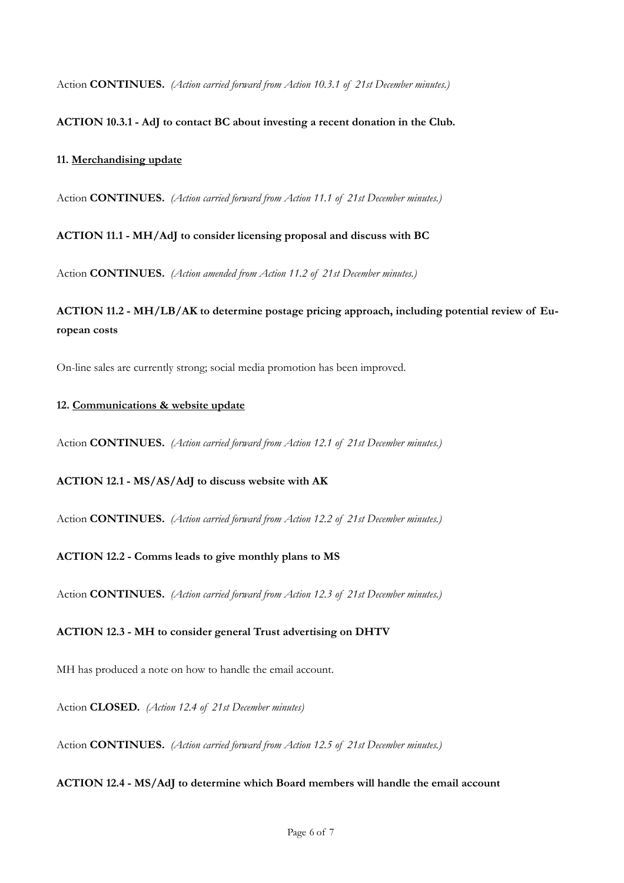Action **CONTINUES.** *(Action carried forward from Action 10.3.1 of 21st December minutes.)*

**ACTION 10.3.1 - AdJ to contact BC about investing a recent donation in the Club.**

**11. Merchandising update**

Action **CONTINUES.** *(Action carried forward from Action 11.1 of 21st December minutes.)*

**ACTION 11.1 - MH/AdJ to consider licensing proposal and discuss with BC**

Action **CONTINUES.** *(Action amended from Action 11.2 of 21st December minutes.)*

**ACTION 11.2 - MH/LB/AK to determine postage pricing approach, including potential review of European costs**

On-line sales are currently strong; social media promotion has been improved.

**12. Communications & website update**

Action **CONTINUES.** *(Action carried forward from Action 12.1 of 21st December minutes.)*

**ACTION 12.1 - MS/AS/AdJ to discuss website with AK**

Action **CONTINUES.** *(Action carried forward from Action 12.2 of 21st December minutes.)*

**ACTION 12.2 - Comms leads to give monthly plans to MS**

Action **CONTINUES.** *(Action carried forward from Action 12.3 of 21st December minutes.)*

**ACTION 12.3 - MH to consider general Trust advertising on DHTV**

MH has produced a note on how to handle the email account.

Action **CLOSED.** *(Action 12.4 of 21st December minutes)*

Action **CONTINUES.** *(Action carried forward from Action 12.5 of 21st December minutes.)*

**ACTION 12.4 - MS/AdJ to determine which Board members will handle the email account**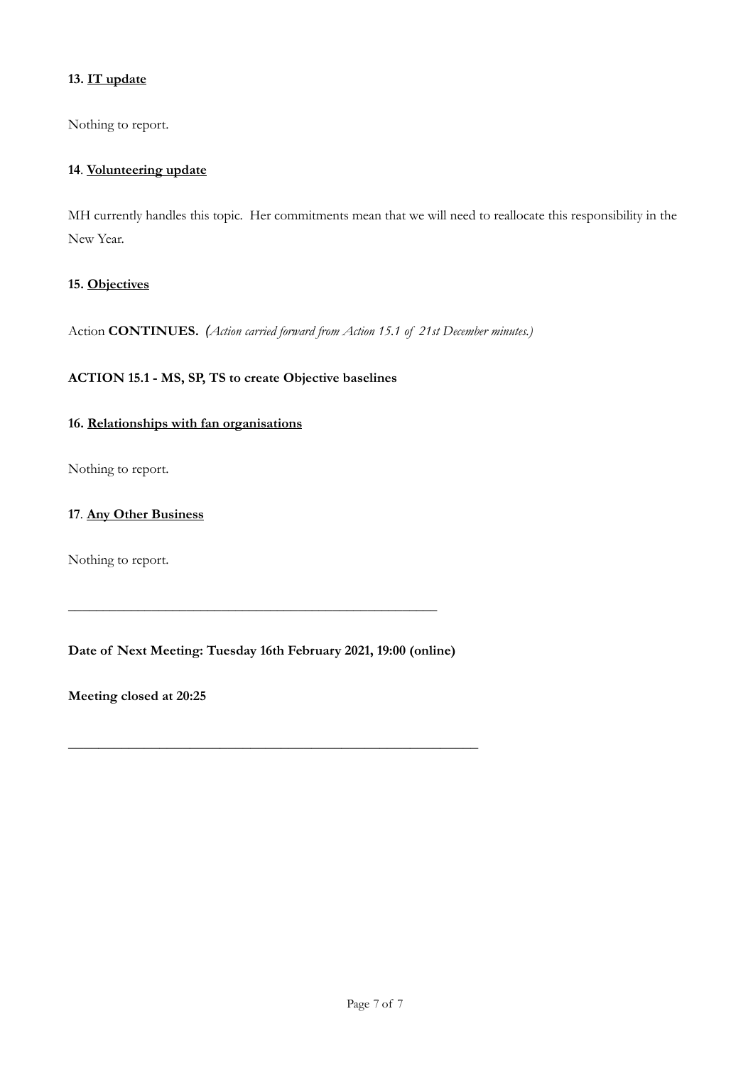**13. <u>IT update</u>**

Nothing to report.

**14. <u>Volunteering update</u>**

MH currently handles this topic. Her commitments mean that we will need to reallocate this responsibility in the New Year.

**15. <u>Objectives</u>**

Action **CONTINUES.** *(Action carried forward from Action 15.1 of 21st December minutes.)*

**ACTION 15.1 - MS, SP, TS to create Objective baselines**

**16. <u>Relationships with fan organisations</u>**

Nothing to report.

**17. <u>Any Other Business</u>**

Nothing to report.

---

**Date of Next Meeting: Tuesday 16th February 2021, 19:00 (online)**

**Meeting closed at 20:25**

---